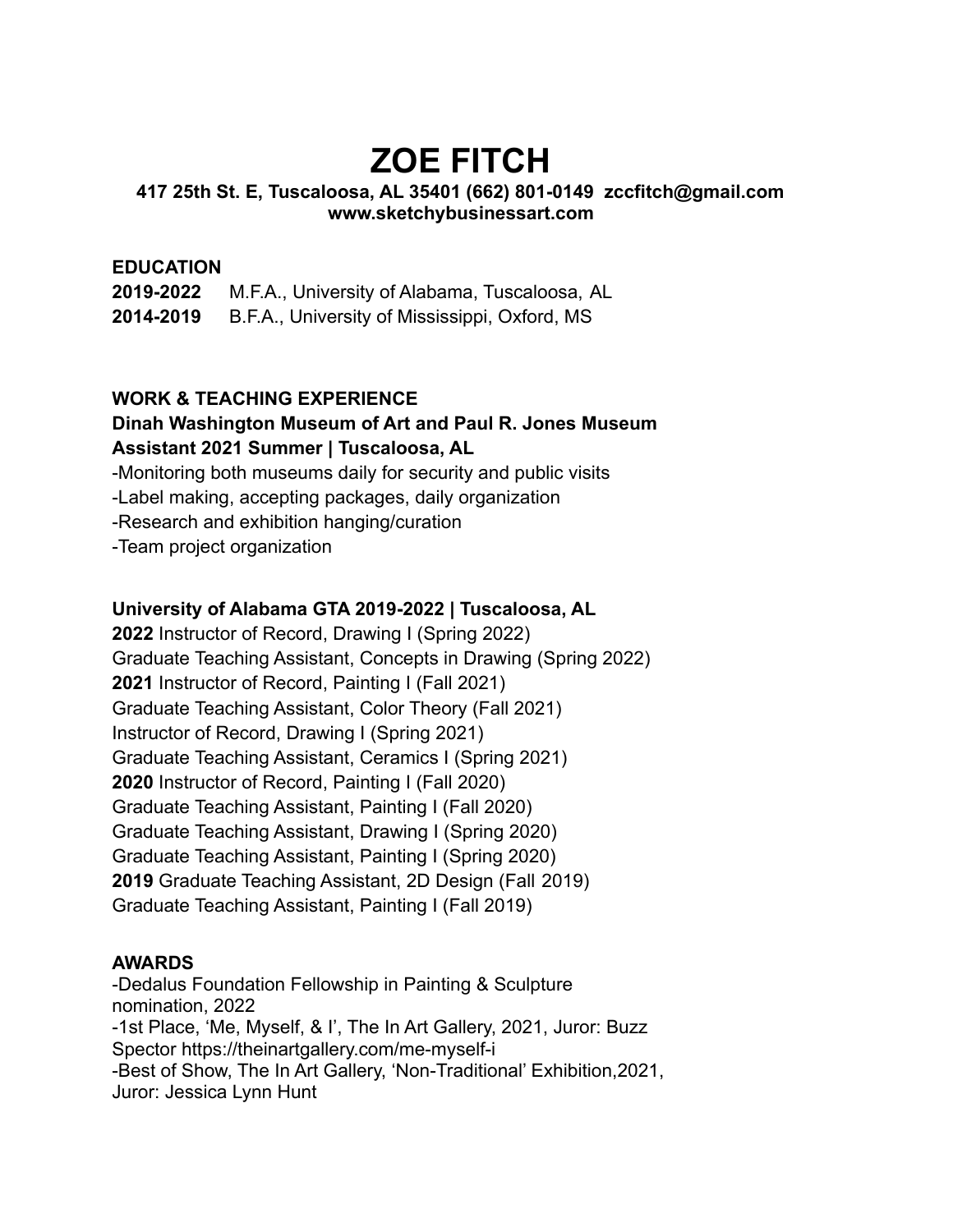# ZOE FITCH

**417 25th St. E, Tuscaloosa, AL 35401 (662) 801-0149 zccfitch@gmail.com**
**www.sketchybusinessart.com**

## EDUCATION

**2019-2022** M.F.A., University of Alabama, Tuscaloosa, AL
**2014-2019** B.F.A., University of Mississippi, Oxford, MS

## WORK & TEACHING EXPERIENCE

**Dinah Washington Museum of Art and Paul R. Jones Museum Assistant 2021 Summer | Tuscaloosa, AL**

-Monitoring both museums daily for security and public visits
-Label making, accepting packages, daily organization
-Research and exhibition hanging/curation
-Team project organization

**University of Alabama GTA 2019-2022 | Tuscaloosa, AL**

**2022** Instructor of Record, Drawing I (Spring 2022)
Graduate Teaching Assistant, Concepts in Drawing (Spring 2022)
**2021** Instructor of Record, Painting I (Fall 2021)
Graduate Teaching Assistant, Color Theory (Fall 2021)
Instructor of Record, Drawing I (Spring 2021)
Graduate Teaching Assistant, Ceramics I (Spring 2021)
**2020** Instructor of Record, Painting I (Fall 2020)
Graduate Teaching Assistant, Painting I (Fall 2020)
Graduate Teaching Assistant, Drawing I (Spring 2020)
Graduate Teaching Assistant, Painting I (Spring 2020)
**2019** Graduate Teaching Assistant, 2D Design (Fall 2019)
Graduate Teaching Assistant, Painting I (Fall 2019)

## AWARDS

-Dedalus Foundation Fellowship in Painting & Sculpture nomination, 2022
-1st Place, 'Me, Myself, & I', The In Art Gallery, 2021, Juror: Buzz Spector https://theinartgallery.com/me-myself-i
-Best of Show, The In Art Gallery, 'Non-Traditional' Exhibition,2021, Juror: Jessica Lynn Hunt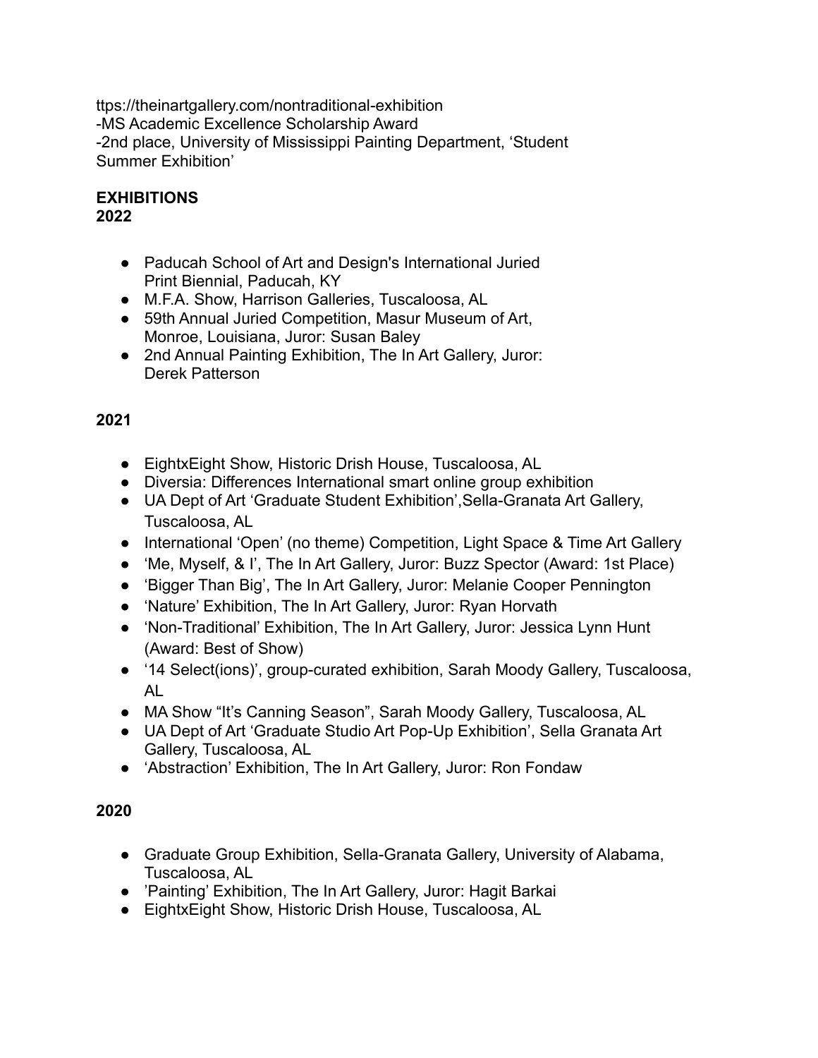ttps://theinartgallery.com/nontraditional-exhibition
-MS Academic Excellence Scholarship Award
-2nd place, University of Mississippi Painting Department, 'Student Summer Exhibition'

**EXHIBITIONS**
**2022**

- Paducah School of Art and Design's International Juried Print Biennial, Paducah, KY
- M.F.A. Show, Harrison Galleries, Tuscaloosa, AL
- 59th Annual Juried Competition, Masur Museum of Art, Monroe, Louisiana, Juror: Susan Baley
- 2nd Annual Painting Exhibition, The In Art Gallery, Juror: Derek Patterson

**2021**

- EightxEight Show, Historic Drish House, Tuscaloosa, AL
- Diversia: Differences International smart online group exhibition
- UA Dept of Art 'Graduate Student Exhibition',Sella-Granata Art Gallery, Tuscaloosa, AL
- International 'Open' (no theme) Competition, Light Space & Time Art Gallery
- 'Me, Myself, & I', The In Art Gallery, Juror: Buzz Spector (Award: 1st Place)
- 'Bigger Than Big', The In Art Gallery, Juror: Melanie Cooper Pennington
- 'Nature' Exhibition, The In Art Gallery, Juror: Ryan Horvath
- 'Non-Traditional' Exhibition, The In Art Gallery, Juror: Jessica Lynn Hunt (Award: Best of Show)
- '14 Select(ions)', group-curated exhibition, Sarah Moody Gallery, Tuscaloosa, AL
- MA Show "It's Canning Season", Sarah Moody Gallery, Tuscaloosa, AL
- UA Dept of Art 'Graduate Studio Art Pop-Up Exhibition', Sella Granata Art Gallery, Tuscaloosa, AL
- 'Abstraction' Exhibition, The In Art Gallery, Juror: Ron Fondaw

**2020**

- Graduate Group Exhibition, Sella-Granata Gallery, University of Alabama, Tuscaloosa, AL
- 'Painting' Exhibition, The In Art Gallery, Juror: Hagit Barkai
- EightxEight Show, Historic Drish House, Tuscaloosa, AL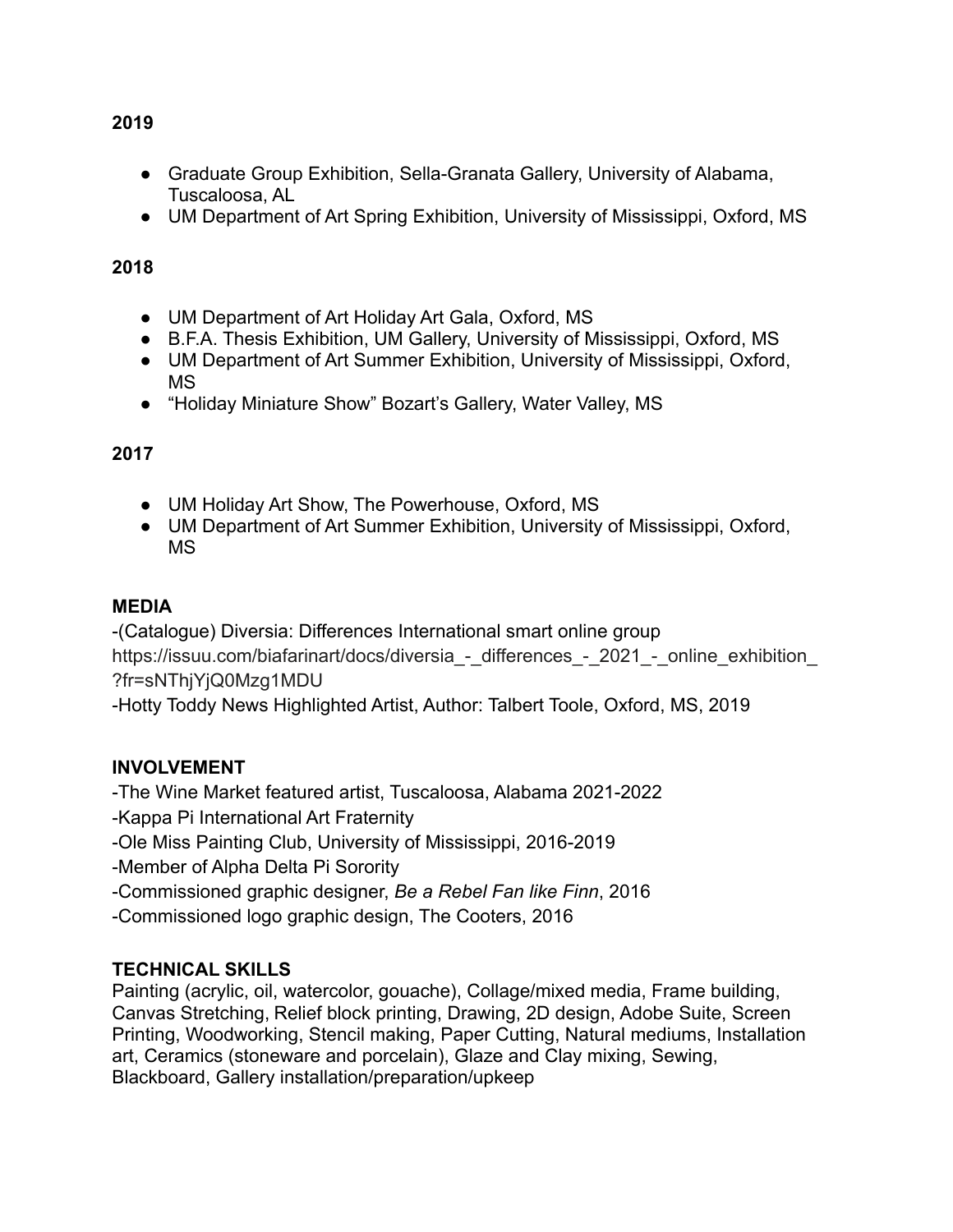**2019**

- Graduate Group Exhibition, Sella-Granata Gallery, University of Alabama, Tuscaloosa, AL
- UM Department of Art Spring Exhibition, University of Mississippi, Oxford, MS

**2018**

- UM Department of Art Holiday Art Gala, Oxford, MS
- B.F.A. Thesis Exhibition, UM Gallery, University of Mississippi, Oxford, MS
- UM Department of Art Summer Exhibition, University of Mississippi, Oxford, MS
- "Holiday Miniature Show" Bozart's Gallery, Water Valley, MS

**2017**

- UM Holiday Art Show, The Powerhouse, Oxford, MS
- UM Department of Art Summer Exhibition, University of Mississippi, Oxford, MS

**MEDIA**

-(Catalogue) Diversia: Differences International smart online group
https://issuu.com/biafarinart/docs/diversia_-_differences_-_2021_-_online_exhibition_?fr=sNThjYjQ0Mzg1MDU
-Hotty Toddy News Highlighted Artist, Author: Talbert Toole, Oxford, MS, 2019

**INVOLVEMENT**

-The Wine Market featured artist, Tuscaloosa, Alabama 2021-2022
-Kappa Pi International Art Fraternity
-Ole Miss Painting Club, University of Mississippi, 2016-2019
-Member of Alpha Delta Pi Sorority
-Commissioned graphic designer, *Be a Rebel Fan like Finn*, 2016
-Commissioned logo graphic design, The Cooters, 2016

**TECHNICAL SKILLS**

Painting (acrylic, oil, watercolor, gouache), Collage/mixed media, Frame building, Canvas Stretching, Relief block printing, Drawing, 2D design, Adobe Suite, Screen Printing, Woodworking, Stencil making, Paper Cutting, Natural mediums, Installation art, Ceramics (stoneware and porcelain), Glaze and Clay mixing, Sewing, Blackboard, Gallery installation/preparation/upkeep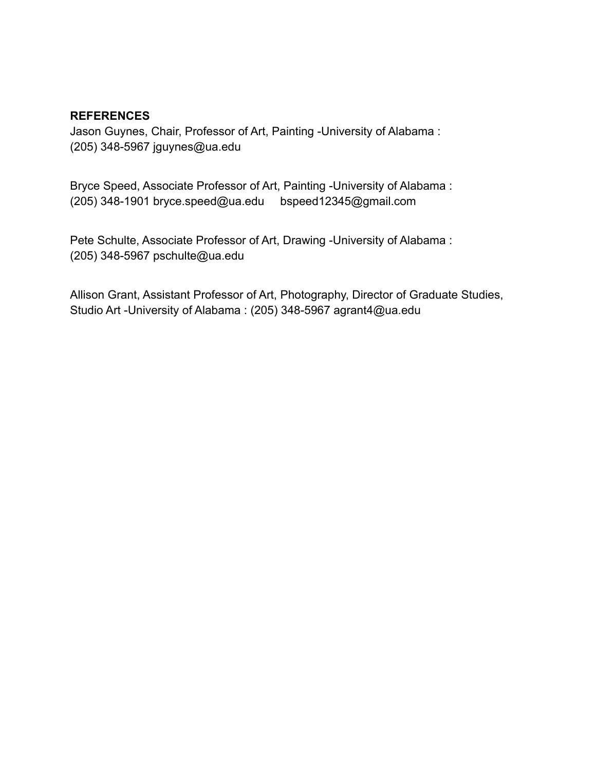**REFERENCES**

Jason Guynes, Chair, Professor of Art, Painting -University of Alabama :
(205) 348-5967 jguynes@ua.edu

Bryce Speed, Associate Professor of Art, Painting -University of Alabama :
(205) 348-1901 bryce.speed@ua.edu     bspeed12345@gmail.com

Pete Schulte, Associate Professor of Art, Drawing -University of Alabama :
(205) 348-5967 pschulte@ua.edu

Allison Grant, Assistant Professor of Art, Photography, Director of Graduate Studies, Studio Art -University of Alabama : (205) 348-5967 agrant4@ua.edu